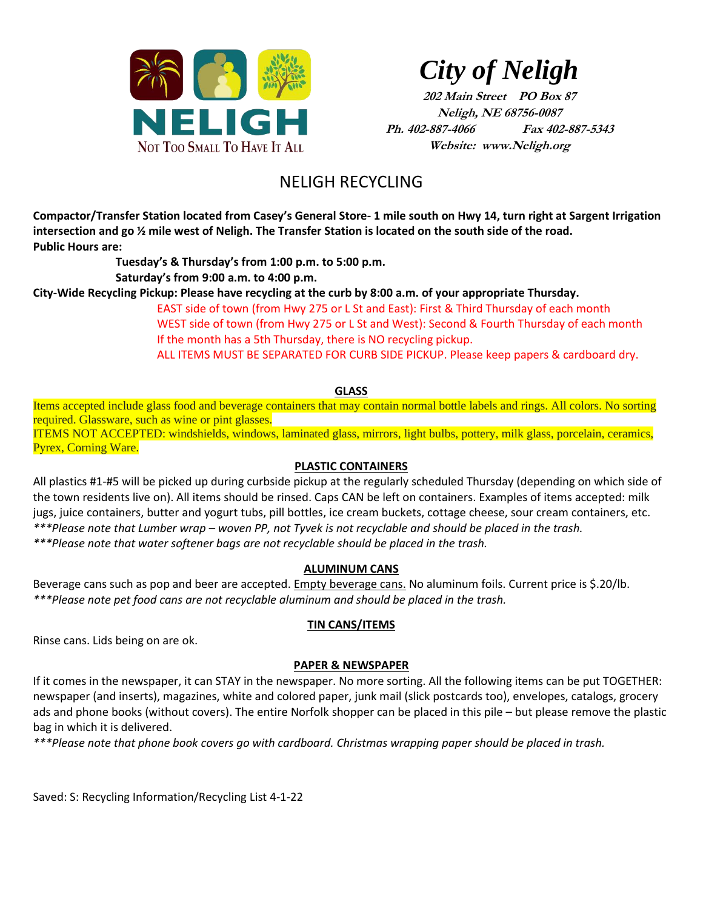NELIGH

NOT TOO SMALL TO HAVE IT ALL

# *City of Neligh*

**202 Main Street PO Box 87**
**Neligh, NE 68756-0087**
**Ph. 402-887-4066 Fax 402-887-5343**
**Website: www.Neligh.org**

## NELIGH RECYCLING

**Compactor/Transfer Station located from Casey's General Store- 1 mile south on Hwy 14, turn right at Sargent Irrigation intersection and go ½ mile west of Neligh. The Transfer Station is located on the south side of the road.**
**Public Hours are:**

**Tuesday's & Thursday's from 1:00 p.m. to 5:00 p.m.**
**Saturday's from 9:00 a.m. to 4:00 p.m.**

**City-Wide Recycling Pickup: Please have recycling at the curb by 8:00 a.m. of your appropriate Thursday.**

EAST side of town (from Hwy 275 or L St and East): First & Third Thursday of each month
WEST side of town (from Hwy 275 or L St and West): Second & Fourth Thursday of each month
If the month has a 5th Thursday, there is NO recycling pickup.
ALL ITEMS MUST BE SEPARATED FOR CURB SIDE PICKUP. Please keep papers & cardboard dry.

### GLASS

Items accepted include glass food and beverage containers that may contain normal bottle labels and rings. All colors. No sorting required. Glassware, such as wine or pint glasses.
ITEMS NOT ACCEPTED: windshields, windows, laminated glass, mirrors, light bulbs, pottery, milk glass, porcelain, ceramics, Pyrex, Corning Ware.

### PLASTIC CONTAINERS

All plastics #1-#5 will be picked up during curbside pickup at the regularly scheduled Thursday (depending on which side of the town residents live on). All items should be rinsed. Caps CAN be left on containers. Examples of items accepted: milk jugs, juice containers, butter and yogurt tubs, pill bottles, ice cream buckets, cottage cheese, sour cream containers, etc.
*\*\*\*Please note that Lumber wrap – woven PP, not Tyvek is not recyclable and should be placed in the trash.*
*\*\*\*Please note that water softener bags are not recyclable should be placed in the trash.*

### ALUMINUM CANS

Beverage cans such as pop and beer are accepted. Empty beverage cans. No aluminum foils. Current price is $.20/lb.
*\*\*\*Please note pet food cans are not recyclable aluminum and should be placed in the trash.*

### TIN CANS/ITEMS

Rinse cans. Lids being on are ok.

### PAPER & NEWSPAPER

If it comes in the newspaper, it can STAY in the newspaper. No more sorting. All the following items can be put TOGETHER: newspaper (and inserts), magazines, white and colored paper, junk mail (slick postcards too), envelopes, catalogs, grocery ads and phone books (without covers). The entire Norfolk shopper can be placed in this pile – but please remove the plastic bag in which it is delivered.
*\*\*\*Please note that phone book covers go with cardboard. Christmas wrapping paper should be placed in trash.*

Saved: S: Recycling Information/Recycling List 4-1-22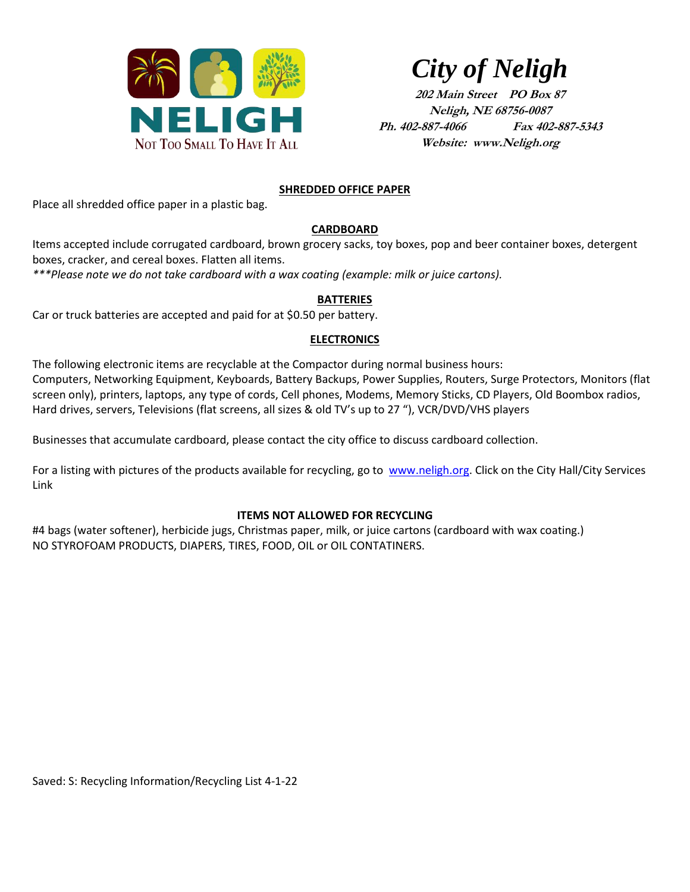NELIGH

NOT TOO SMALL TO HAVE IT ALL

# *City of Neligh*

**202 Main Street    PO Box 87**
**Neligh, NE 68756-0087**
**Ph. 402-887-4066        Fax 402-887-5343**
**Website: www.Neligh.org**

## SHREDDED OFFICE PAPER

Place all shredded office paper in a plastic bag.

## CARDBOARD

Items accepted include corrugated cardboard, brown grocery sacks, toy boxes, pop and beer container boxes, detergent boxes, cracker, and cereal boxes. Flatten all items.

****Please note we do not take cardboard with a wax coating (example: milk or juice cartons).*

## BATTERIES

Car or truck batteries are accepted and paid for at $0.50 per battery.

## ELECTRONICS

The following electronic items are recyclable at the Compactor during normal business hours:
Computers, Networking Equipment, Keyboards, Battery Backups, Power Supplies, Routers, Surge Protectors, Monitors (flat screen only), printers, laptops, any type of cords, Cell phones, Modems, Memory Sticks, CD Players, Old Boombox radios, Hard drives, servers, Televisions (flat screens, all sizes & old TV's up to 27 "), VCR/DVD/VHS players

Businesses that accumulate cardboard, please contact the city office to discuss cardboard collection.

For a listing with pictures of the products available for recycling, go to [www.neligh.org](http://www.neligh.org). Click on the City Hall/City Services Link

## ITEMS NOT ALLOWED FOR RECYCLING

#4 bags (water softener), herbicide jugs, Christmas paper, milk, or juice cartons (cardboard with wax coating.)
NO STYROFOAM PRODUCTS, DIAPERS, TIRES, FOOD, OIL or OIL CONTATINERS.

Saved: S: Recycling Information/Recycling List 4-1-22